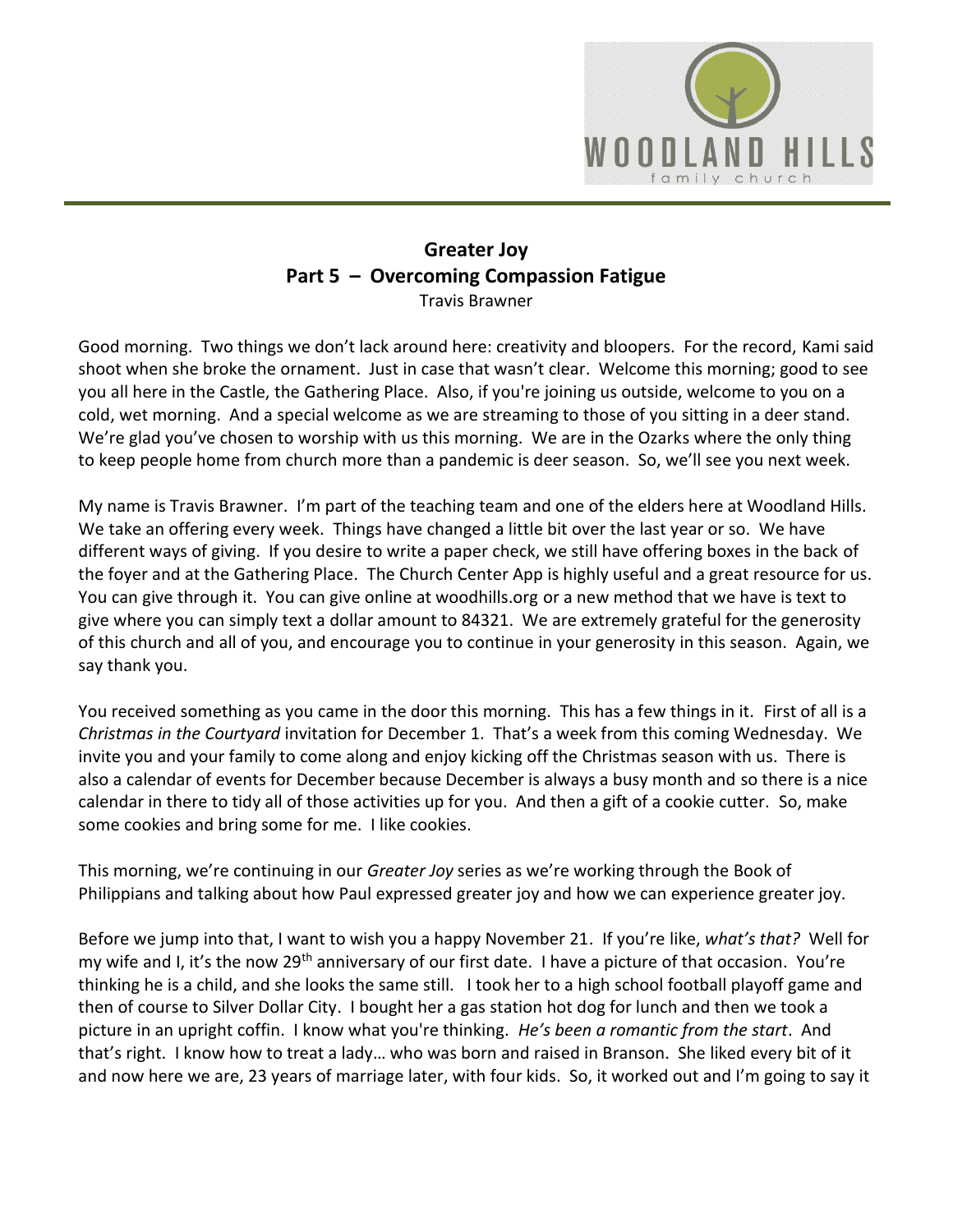# Greater Joy
## Part 5 – Overcoming Compassion Fatigue
Travis Brawner

Good morning. Two things we don't lack around here: creativity and bloopers. For the record, Kami said shoot when she broke the ornament. Just in case that wasn't clear. Welcome this morning; good to see you all here in the Castle, the Gathering Place. Also, if you're joining us outside, welcome to you on a cold, wet morning. And a special welcome as we are streaming to those of you sitting in a deer stand. We're glad you've chosen to worship with us this morning. We are in the Ozarks where the only thing to keep people home from church more than a pandemic is deer season. So, we'll see you next week.

My name is Travis Brawner. I'm part of the teaching team and one of the elders here at Woodland Hills. We take an offering every week. Things have changed a little bit over the last year or so. We have different ways of giving. If you desire to write a paper check, we still have offering boxes in the back of the foyer and at the Gathering Place. The Church Center App is highly useful and a great resource for us. You can give through it. You can give online at woodhills.org or a new method that we have is text to give where you can simply text a dollar amount to 84321. We are extremely grateful for the generosity of this church and all of you, and encourage you to continue in your generosity in this season. Again, we say thank you.

You received something as you came in the door this morning. This has a few things in it. First of all is a *Christmas in the Courtyard* invitation for December 1. That's a week from this coming Wednesday. We invite you and your family to come along and enjoy kicking off the Christmas season with us. There is also a calendar of events for December because December is always a busy month and so there is a nice calendar in there to tidy all of those activities up for you. And then a gift of a cookie cutter. So, make some cookies and bring some for me. I like cookies.

This morning, we're continuing in our *Greater Joy* series as we're working through the Book of Philippians and talking about how Paul expressed greater joy and how we can experience greater joy.

Before we jump into that, I want to wish you a happy November 21. If you're like, *what's that?* Well for my wife and I, it's the now 29th anniversary of our first date. I have a picture of that occasion. You're thinking he is a child, and she looks the same still. I took her to a high school football playoff game and then of course to Silver Dollar City. I bought her a gas station hot dog for lunch and then we took a picture in an upright coffin. I know what you're thinking. *He's been a romantic from the start*. And that's right. I know how to treat a lady… who was born and raised in Branson. She liked every bit of it and now here we are, 23 years of marriage later, with four kids. So, it worked out and I'm going to say it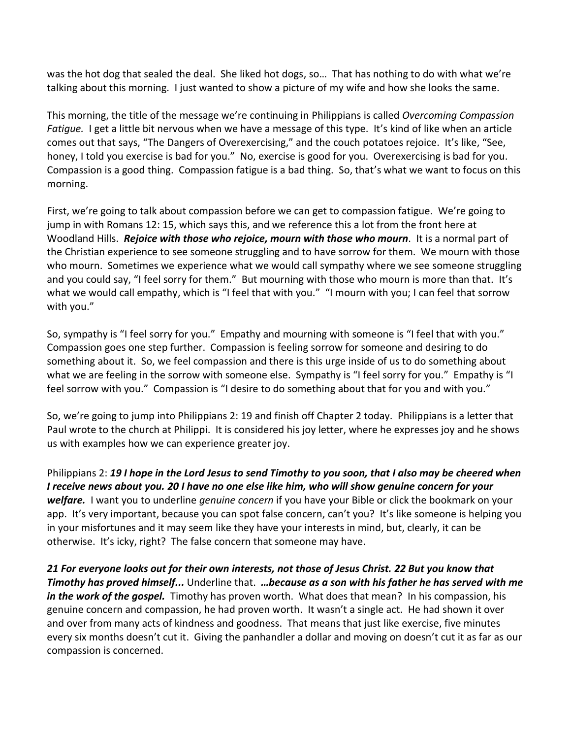was the hot dog that sealed the deal. She liked hot dogs, so… That has nothing to do with what we're talking about this morning. I just wanted to show a picture of my wife and how she looks the same.

This morning, the title of the message we're continuing in Philippians is called *Overcoming Compassion Fatigue.* I get a little bit nervous when we have a message of this type. It's kind of like when an article comes out that says, "The Dangers of Overexercising," and the couch potatoes rejoice. It's like, "See, honey, I told you exercise is bad for you." No, exercise is good for you. Overexercising is bad for you. Compassion is a good thing. Compassion fatigue is a bad thing. So, that's what we want to focus on this morning.

First, we're going to talk about compassion before we can get to compassion fatigue. We're going to jump in with Romans 12: 15, which says this, and we reference this a lot from the front here at Woodland Hills. ***Rejoice with those who rejoice, mourn with those who mourn***. It is a normal part of the Christian experience to see someone struggling and to have sorrow for them. We mourn with those who mourn. Sometimes we experience what we would call sympathy where we see someone struggling and you could say, "I feel sorry for them." But mourning with those who mourn is more than that. It's what we would call empathy, which is "I feel that with you." "I mourn with you; I can feel that sorrow with you."

So, sympathy is "I feel sorry for you." Empathy and mourning with someone is "I feel that with you." Compassion goes one step further. Compassion is feeling sorrow for someone and desiring to do something about it. So, we feel compassion and there is this urge inside of us to do something about what we are feeling in the sorrow with someone else. Sympathy is "I feel sorry for you." Empathy is "I feel sorrow with you." Compassion is "I desire to do something about that for you and with you."

So, we're going to jump into Philippians 2: 19 and finish off Chapter 2 today. Philippians is a letter that Paul wrote to the church at Philippi. It is considered his joy letter, where he expresses joy and he shows us with examples how we can experience greater joy.

Philippians 2: ***19 I hope in the Lord Jesus to send Timothy to you soon, that I also may be cheered when I receive news about you. 20 I have no one else like him, who will show genuine concern for your welfare.*** I want you to underline *genuine concern* if you have your Bible or click the bookmark on your app. It's very important, because you can spot false concern, can't you? It's like someone is helping you in your misfortunes and it may seem like they have your interests in mind, but, clearly, it can be otherwise. It's icky, right? The false concern that someone may have.

***21 For everyone looks out for their own interests, not those of Jesus Christ. 22 But you know that Timothy has proved himself...*** Underline that. ***…because as a son with his father he has served with me in the work of the gospel.*** Timothy has proven worth. What does that mean? In his compassion, his genuine concern and compassion, he had proven worth. It wasn't a single act. He had shown it over and over from many acts of kindness and goodness. That means that just like exercise, five minutes every six months doesn't cut it. Giving the panhandler a dollar and moving on doesn't cut it as far as our compassion is concerned.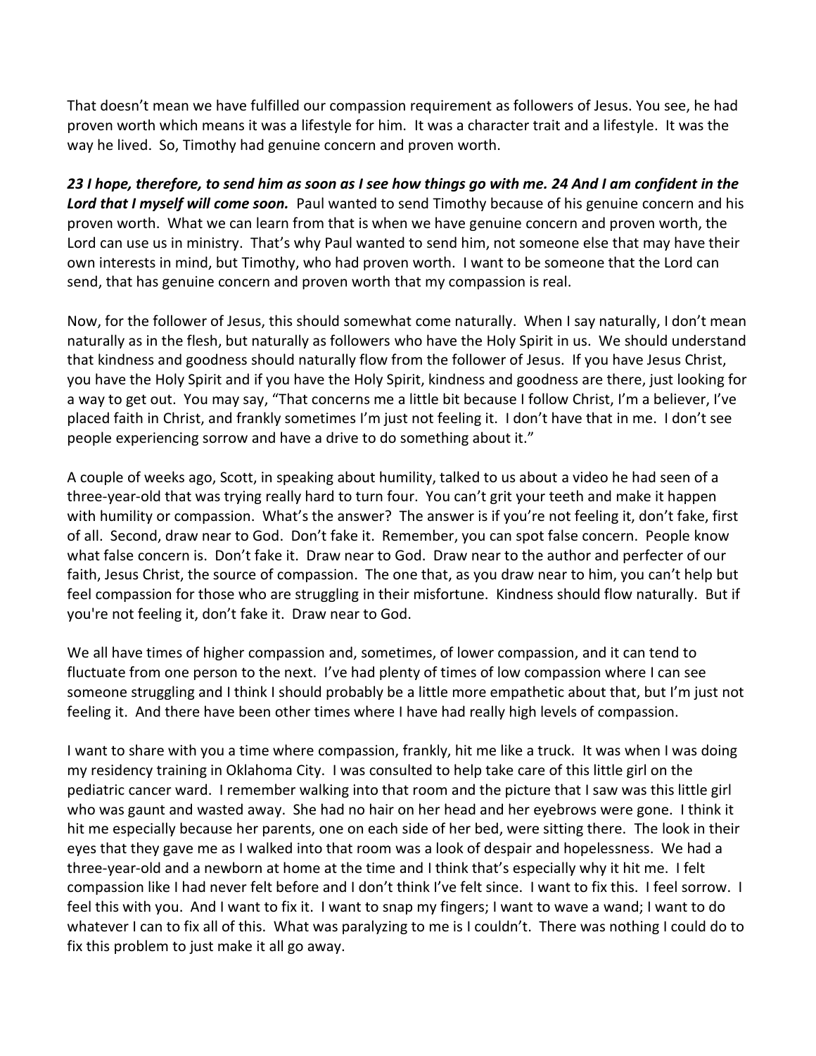That doesn't mean we have fulfilled our compassion requirement as followers of Jesus. You see, he had proven worth which means it was a lifestyle for him. It was a character trait and a lifestyle. It was the way he lived. So, Timothy had genuine concern and proven worth.

***23 I hope, therefore, to send him as soon as I see how things go with me. 24 And I am confident in the Lord that I myself will come soon.*** Paul wanted to send Timothy because of his genuine concern and his proven worth. What we can learn from that is when we have genuine concern and proven worth, the Lord can use us in ministry. That's why Paul wanted to send him, not someone else that may have their own interests in mind, but Timothy, who had proven worth. I want to be someone that the Lord can send, that has genuine concern and proven worth that my compassion is real.

Now, for the follower of Jesus, this should somewhat come naturally. When I say naturally, I don't mean naturally as in the flesh, but naturally as followers who have the Holy Spirit in us. We should understand that kindness and goodness should naturally flow from the follower of Jesus. If you have Jesus Christ, you have the Holy Spirit and if you have the Holy Spirit, kindness and goodness are there, just looking for a way to get out. You may say, "That concerns me a little bit because I follow Christ, I'm a believer, I've placed faith in Christ, and frankly sometimes I'm just not feeling it. I don't have that in me. I don't see people experiencing sorrow and have a drive to do something about it."

A couple of weeks ago, Scott, in speaking about humility, talked to us about a video he had seen of a three-year-old that was trying really hard to turn four. You can't grit your teeth and make it happen with humility or compassion. What's the answer? The answer is if you're not feeling it, don't fake, first of all. Second, draw near to God. Don't fake it. Remember, you can spot false concern. People know what false concern is. Don't fake it. Draw near to God. Draw near to the author and perfecter of our faith, Jesus Christ, the source of compassion. The one that, as you draw near to him, you can't help but feel compassion for those who are struggling in their misfortune. Kindness should flow naturally. But if you're not feeling it, don't fake it. Draw near to God.

We all have times of higher compassion and, sometimes, of lower compassion, and it can tend to fluctuate from one person to the next. I've had plenty of times of low compassion where I can see someone struggling and I think I should probably be a little more empathetic about that, but I'm just not feeling it. And there have been other times where I have had really high levels of compassion.

I want to share with you a time where compassion, frankly, hit me like a truck. It was when I was doing my residency training in Oklahoma City. I was consulted to help take care of this little girl on the pediatric cancer ward. I remember walking into that room and the picture that I saw was this little girl who was gaunt and wasted away. She had no hair on her head and her eyebrows were gone. I think it hit me especially because her parents, one on each side of her bed, were sitting there. The look in their eyes that they gave me as I walked into that room was a look of despair and hopelessness. We had a three-year-old and a newborn at home at the time and I think that's especially why it hit me. I felt compassion like I had never felt before and I don't think I've felt since. I want to fix this. I feel sorrow. I feel this with you. And I want to fix it. I want to snap my fingers; I want to wave a wand; I want to do whatever I can to fix all of this. What was paralyzing to me is I couldn't. There was nothing I could do to fix this problem to just make it all go away.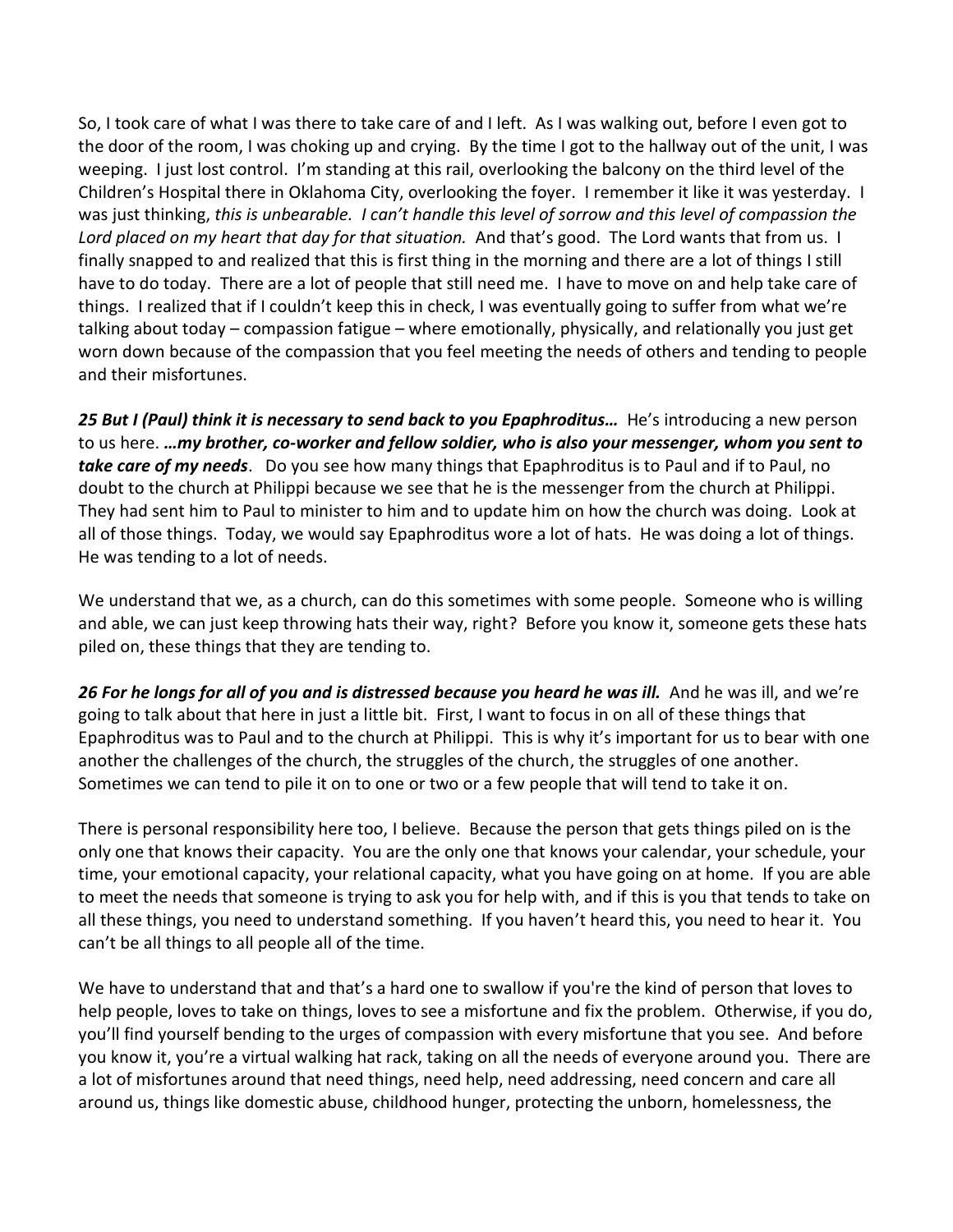So, I took care of what I was there to take care of and I left. As I was walking out, before I even got to the door of the room, I was choking up and crying. By the time I got to the hallway out of the unit, I was weeping. I just lost control. I'm standing at this rail, overlooking the balcony on the third level of the Children's Hospital there in Oklahoma City, overlooking the foyer. I remember it like it was yesterday. I was just thinking, *this is unbearable. I can't handle this level of sorrow and this level of compassion the Lord placed on my heart that day for that situation.* And that's good. The Lord wants that from us. I finally snapped to and realized that this is first thing in the morning and there are a lot of things I still have to do today. There are a lot of people that still need me. I have to move on and help take care of things. I realized that if I couldn't keep this in check, I was eventually going to suffer from what we're talking about today – compassion fatigue – where emotionally, physically, and relationally you just get worn down because of the compassion that you feel meeting the needs of others and tending to people and their misfortunes.

***25 But I (Paul) think it is necessary to send back to you Epaphroditus…*** He's introducing a new person to us here. ***…my brother, co-worker and fellow soldier, who is also your messenger, whom you sent to take care of my needs***. Do you see how many things that Epaphroditus is to Paul and if to Paul, no doubt to the church at Philippi because we see that he is the messenger from the church at Philippi. They had sent him to Paul to minister to him and to update him on how the church was doing. Look at all of those things. Today, we would say Epaphroditus wore a lot of hats. He was doing a lot of things. He was tending to a lot of needs.

We understand that we, as a church, can do this sometimes with some people. Someone who is willing and able, we can just keep throwing hats their way, right? Before you know it, someone gets these hats piled on, these things that they are tending to.

***26 For he longs for all of you and is distressed because you heard he was ill.*** And he was ill, and we're going to talk about that here in just a little bit. First, I want to focus in on all of these things that Epaphroditus was to Paul and to the church at Philippi. This is why it's important for us to bear with one another the challenges of the church, the struggles of the church, the struggles of one another. Sometimes we can tend to pile it on to one or two or a few people that will tend to take it on.

There is personal responsibility here too, I believe. Because the person that gets things piled on is the only one that knows their capacity. You are the only one that knows your calendar, your schedule, your time, your emotional capacity, your relational capacity, what you have going on at home. If you are able to meet the needs that someone is trying to ask you for help with, and if this is you that tends to take on all these things, you need to understand something. If you haven't heard this, you need to hear it. You can't be all things to all people all of the time.

We have to understand that and that's a hard one to swallow if you're the kind of person that loves to help people, loves to take on things, loves to see a misfortune and fix the problem. Otherwise, if you do, you'll find yourself bending to the urges of compassion with every misfortune that you see. And before you know it, you're a virtual walking hat rack, taking on all the needs of everyone around you. There are a lot of misfortunes around that need things, need help, need addressing, need concern and care all around us, things like domestic abuse, childhood hunger, protecting the unborn, homelessness, the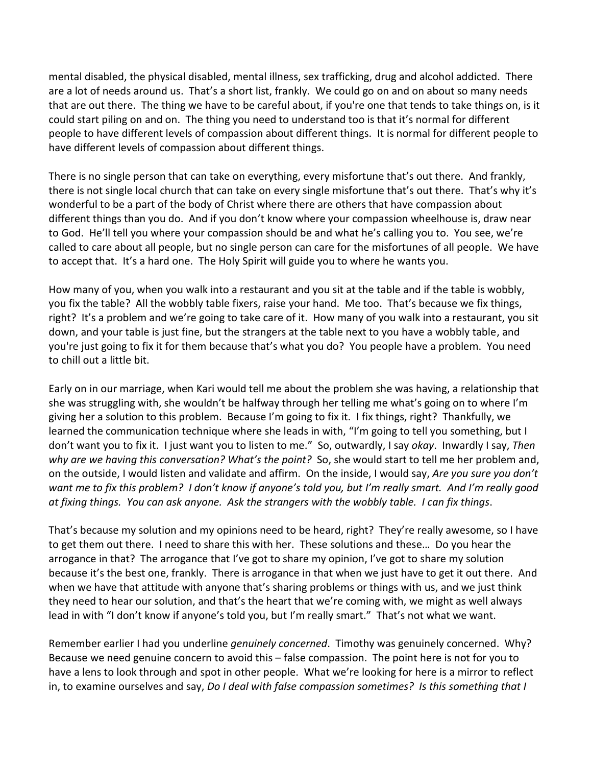mental disabled, the physical disabled, mental illness, sex trafficking, drug and alcohol addicted. There are a lot of needs around us. That's a short list, frankly. We could go on and on about so many needs that are out there. The thing we have to be careful about, if you're one that tends to take things on, is it could start piling on and on. The thing you need to understand too is that it's normal for different people to have different levels of compassion about different things. It is normal for different people to have different levels of compassion about different things.

There is no single person that can take on everything, every misfortune that's out there. And frankly, there is not single local church that can take on every single misfortune that's out there. That's why it's wonderful to be a part of the body of Christ where there are others that have compassion about different things than you do. And if you don't know where your compassion wheelhouse is, draw near to God. He'll tell you where your compassion should be and what he's calling you to. You see, we're called to care about all people, but no single person can care for the misfortunes of all people. We have to accept that. It's a hard one. The Holy Spirit will guide you to where he wants you.

How many of you, when you walk into a restaurant and you sit at the table and if the table is wobbly, you fix the table? All the wobbly table fixers, raise your hand. Me too. That's because we fix things, right? It's a problem and we're going to take care of it. How many of you walk into a restaurant, you sit down, and your table is just fine, but the strangers at the table next to you have a wobbly table, and you're just going to fix it for them because that's what you do? You people have a problem. You need to chill out a little bit.

Early on in our marriage, when Kari would tell me about the problem she was having, a relationship that she was struggling with, she wouldn't be halfway through her telling me what's going on to where I'm giving her a solution to this problem. Because I'm going to fix it. I fix things, right? Thankfully, we learned the communication technique where she leads in with, "I'm going to tell you something, but I don't want you to fix it. I just want you to listen to me." So, outwardly, I say *okay*. Inwardly I say, *Then why are we having this conversation? What's the point?* So, she would start to tell me her problem and, on the outside, I would listen and validate and affirm. On the inside, I would say, *Are you sure you don't want me to fix this problem? I don't know if anyone's told you, but I'm really smart. And I'm really good at fixing things. You can ask anyone. Ask the strangers with the wobbly table. I can fix things*.

That's because my solution and my opinions need to be heard, right? They're really awesome, so I have to get them out there. I need to share this with her. These solutions and these… Do you hear the arrogance in that? The arrogance that I've got to share my opinion, I've got to share my solution because it's the best one, frankly. There is arrogance in that when we just have to get it out there. And when we have that attitude with anyone that's sharing problems or things with us, and we just think they need to hear our solution, and that's the heart that we're coming with, we might as well always lead in with "I don't know if anyone's told you, but I'm really smart." That's not what we want.

Remember earlier I had you underline *genuinely concerned*. Timothy was genuinely concerned. Why? Because we need genuine concern to avoid this – false compassion. The point here is not for you to have a lens to look through and spot in other people. What we're looking for here is a mirror to reflect in, to examine ourselves and say, *Do I deal with false compassion sometimes? Is this something that I*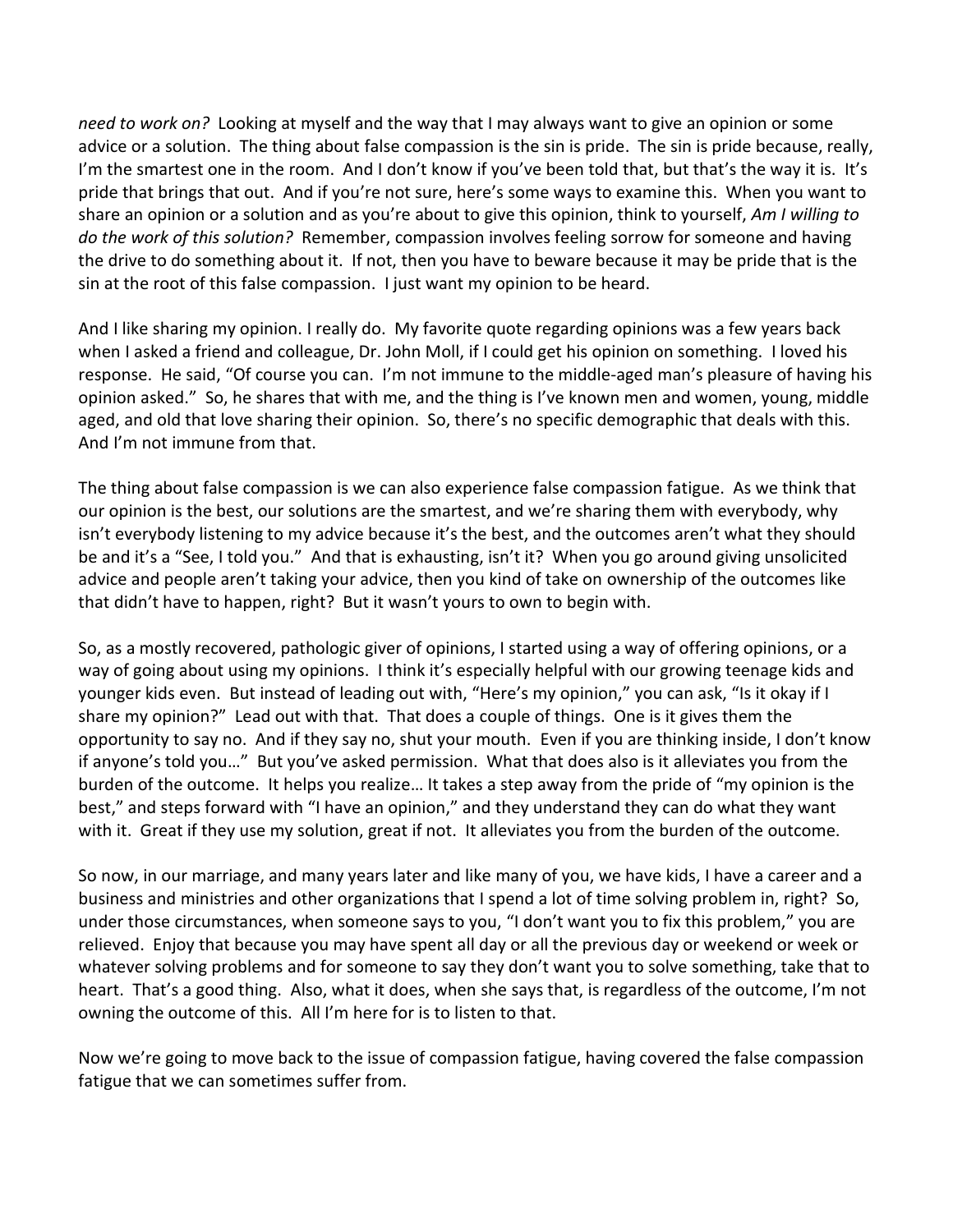*need to work on?* Looking at myself and the way that I may always want to give an opinion or some advice or a solution. The thing about false compassion is the sin is pride. The sin is pride because, really, I'm the smartest one in the room. And I don't know if you've been told that, but that's the way it is. It's pride that brings that out. And if you're not sure, here's some ways to examine this. When you want to share an opinion or a solution and as you're about to give this opinion, think to yourself, *Am I willing to do the work of this solution?* Remember, compassion involves feeling sorrow for someone and having the drive to do something about it. If not, then you have to beware because it may be pride that is the sin at the root of this false compassion. I just want my opinion to be heard.

And I like sharing my opinion. I really do. My favorite quote regarding opinions was a few years back when I asked a friend and colleague, Dr. John Moll, if I could get his opinion on something. I loved his response. He said, "Of course you can. I'm not immune to the middle-aged man's pleasure of having his opinion asked." So, he shares that with me, and the thing is I've known men and women, young, middle aged, and old that love sharing their opinion. So, there's no specific demographic that deals with this. And I'm not immune from that.

The thing about false compassion is we can also experience false compassion fatigue. As we think that our opinion is the best, our solutions are the smartest, and we're sharing them with everybody, why isn't everybody listening to my advice because it's the best, and the outcomes aren't what they should be and it's a "See, I told you." And that is exhausting, isn't it? When you go around giving unsolicited advice and people aren't taking your advice, then you kind of take on ownership of the outcomes like that didn't have to happen, right? But it wasn't yours to own to begin with.

So, as a mostly recovered, pathologic giver of opinions, I started using a way of offering opinions, or a way of going about using my opinions. I think it's especially helpful with our growing teenage kids and younger kids even. But instead of leading out with, "Here's my opinion," you can ask, "Is it okay if I share my opinion?" Lead out with that. That does a couple of things. One is it gives them the opportunity to say no. And if they say no, shut your mouth. Even if you are thinking inside, I don't know if anyone's told you…" But you've asked permission. What that does also is it alleviates you from the burden of the outcome. It helps you realize… It takes a step away from the pride of "my opinion is the best," and steps forward with "I have an opinion," and they understand they can do what they want with it. Great if they use my solution, great if not. It alleviates you from the burden of the outcome.

So now, in our marriage, and many years later and like many of you, we have kids, I have a career and a business and ministries and other organizations that I spend a lot of time solving problem in, right? So, under those circumstances, when someone says to you, "I don't want you to fix this problem," you are relieved. Enjoy that because you may have spent all day or all the previous day or weekend or week or whatever solving problems and for someone to say they don't want you to solve something, take that to heart. That's a good thing. Also, what it does, when she says that, is regardless of the outcome, I'm not owning the outcome of this. All I'm here for is to listen to that.

Now we're going to move back to the issue of compassion fatigue, having covered the false compassion fatigue that we can sometimes suffer from.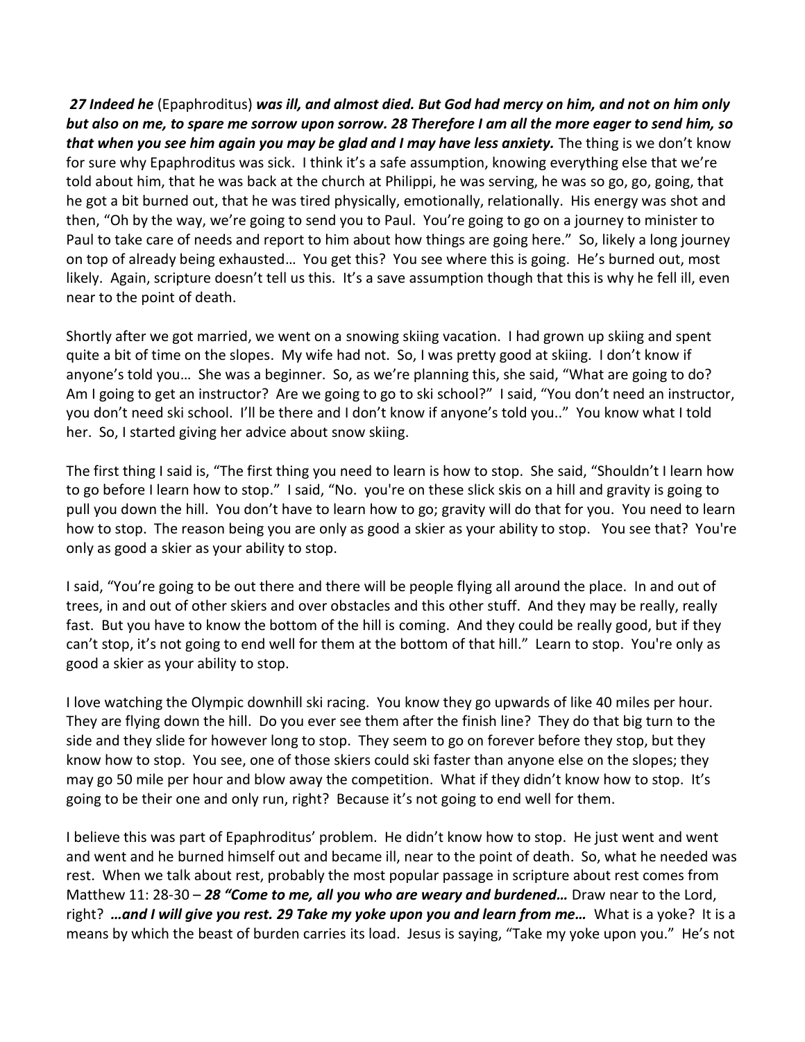***27 Indeed he*** (Epaphroditus) ***was ill, and almost died. But God had mercy on him, and not on him only but also on me, to spare me sorrow upon sorrow. 28 Therefore I am all the more eager to send him, so that when you see him again you may be glad and I may have less anxiety.*** The thing is we don't know for sure why Epaphroditus was sick. I think it's a safe assumption, knowing everything else that we're told about him, that he was back at the church at Philippi, he was serving, he was so go, go, going, that he got a bit burned out, that he was tired physically, emotionally, relationally. His energy was shot and then, "Oh by the way, we're going to send you to Paul. You're going to go on a journey to minister to Paul to take care of needs and report to him about how things are going here." So, likely a long journey on top of already being exhausted… You get this? You see where this is going. He's burned out, most likely. Again, scripture doesn't tell us this. It's a save assumption though that this is why he fell ill, even near to the point of death.

Shortly after we got married, we went on a snowing skiing vacation. I had grown up skiing and spent quite a bit of time on the slopes. My wife had not. So, I was pretty good at skiing. I don't know if anyone's told you… She was a beginner. So, as we're planning this, she said, "What are going to do? Am I going to get an instructor? Are we going to go to ski school?" I said, "You don't need an instructor, you don't need ski school. I'll be there and I don't know if anyone's told you.." You know what I told her. So, I started giving her advice about snow skiing.

The first thing I said is, "The first thing you need to learn is how to stop. She said, "Shouldn't I learn how to go before I learn how to stop." I said, "No. you're on these slick skis on a hill and gravity is going to pull you down the hill. You don't have to learn how to go; gravity will do that for you. You need to learn how to stop. The reason being you are only as good a skier as your ability to stop. You see that? You're only as good a skier as your ability to stop.

I said, "You're going to be out there and there will be people flying all around the place. In and out of trees, in and out of other skiers and over obstacles and this other stuff. And they may be really, really fast. But you have to know the bottom of the hill is coming. And they could be really good, but if they can't stop, it's not going to end well for them at the bottom of that hill." Learn to stop. You're only as good a skier as your ability to stop.

I love watching the Olympic downhill ski racing. You know they go upwards of like 40 miles per hour. They are flying down the hill. Do you ever see them after the finish line? They do that big turn to the side and they slide for however long to stop. They seem to go on forever before they stop, but they know how to stop. You see, one of those skiers could ski faster than anyone else on the slopes; they may go 50 mile per hour and blow away the competition. What if they didn't know how to stop. It's going to be their one and only run, right? Because it's not going to end well for them.

I believe this was part of Epaphroditus' problem. He didn't know how to stop. He just went and went and went and he burned himself out and became ill, near to the point of death. So, what he needed was rest. When we talk about rest, probably the most popular passage in scripture about rest comes from Matthew 11: 28-30 – ***28 "Come to me, all you who are weary and burdened…*** Draw near to the Lord, right? ***…and I will give you rest. 29 Take my yoke upon you and learn from me…*** What is a yoke? It is a means by which the beast of burden carries its load. Jesus is saying, "Take my yoke upon you." He's not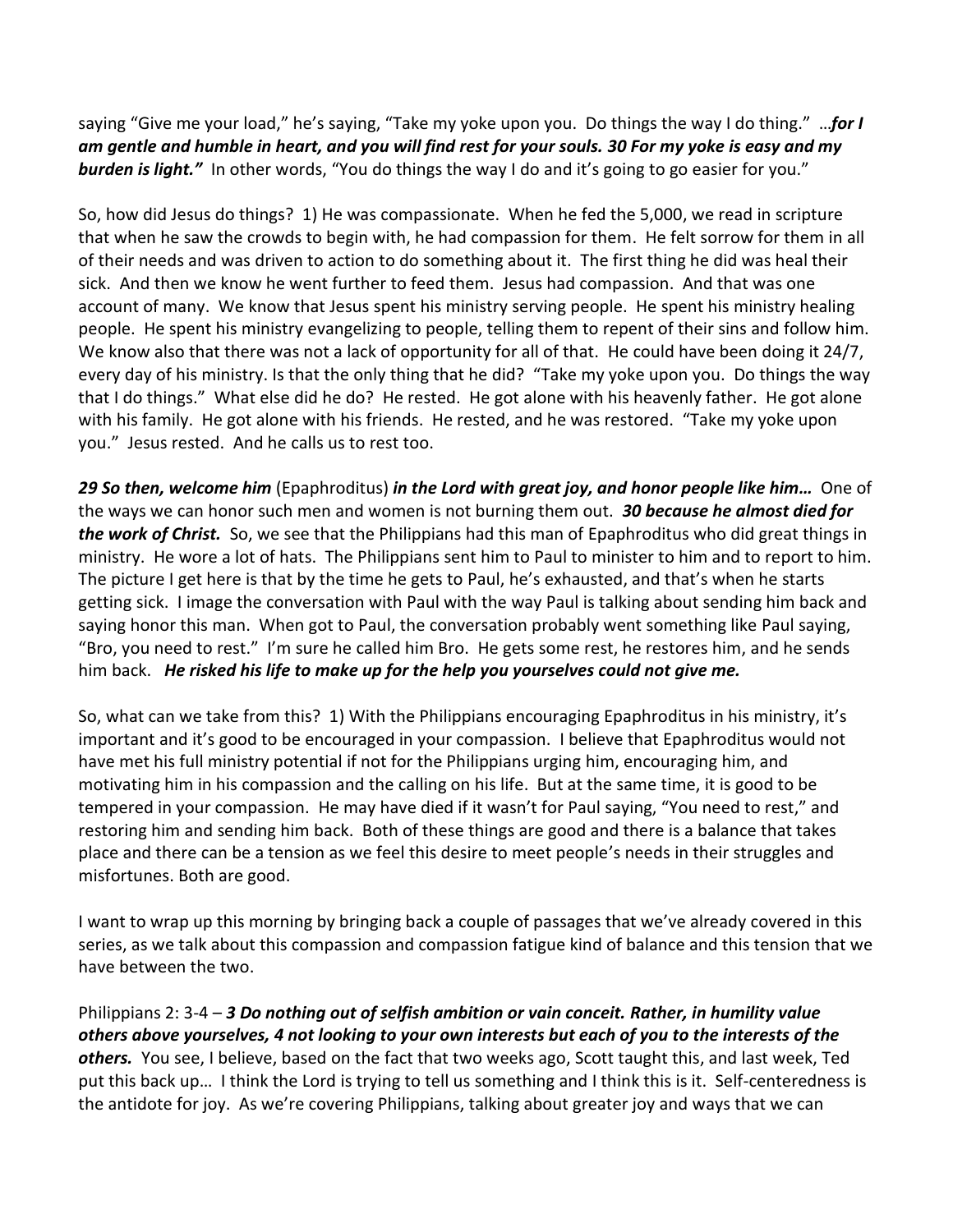saying "Give me your load," he's saying, "Take my yoke upon you. Do things the way I do thing." …***for I am gentle and humble in heart, and you will find rest for your souls. 30 For my yoke is easy and my burden is light."*** In other words, "You do things the way I do and it's going to go easier for you."

So, how did Jesus do things? 1) He was compassionate. When he fed the 5,000, we read in scripture that when he saw the crowds to begin with, he had compassion for them. He felt sorrow for them in all of their needs and was driven to action to do something about it. The first thing he did was heal their sick. And then we know he went further to feed them. Jesus had compassion. And that was one account of many. We know that Jesus spent his ministry serving people. He spent his ministry healing people. He spent his ministry evangelizing to people, telling them to repent of their sins and follow him. We know also that there was not a lack of opportunity for all of that. He could have been doing it 24/7, every day of his ministry. Is that the only thing that he did? "Take my yoke upon you. Do things the way that I do things." What else did he do? He rested. He got alone with his heavenly father. He got alone with his family. He got alone with his friends. He rested, and he was restored. "Take my yoke upon you." Jesus rested. And he calls us to rest too.

***29 So then, welcome him*** (Epaphroditus) ***in the Lord with great joy, and honor people like him…*** One of the ways we can honor such men and women is not burning them out. ***30 because he almost died for the work of Christ.*** So, we see that the Philippians had this man of Epaphroditus who did great things in ministry. He wore a lot of hats. The Philippians sent him to Paul to minister to him and to report to him. The picture I get here is that by the time he gets to Paul, he's exhausted, and that's when he starts getting sick. I image the conversation with Paul with the way Paul is talking about sending him back and saying honor this man. When got to Paul, the conversation probably went something like Paul saying, "Bro, you need to rest." I'm sure he called him Bro. He gets some rest, he restores him, and he sends him back. ***He risked his life to make up for the help you yourselves could not give me.***

So, what can we take from this? 1) With the Philippians encouraging Epaphroditus in his ministry, it's important and it's good to be encouraged in your compassion. I believe that Epaphroditus would not have met his full ministry potential if not for the Philippians urging him, encouraging him, and motivating him in his compassion and the calling on his life. But at the same time, it is good to be tempered in your compassion. He may have died if it wasn't for Paul saying, "You need to rest," and restoring him and sending him back. Both of these things are good and there is a balance that takes place and there can be a tension as we feel this desire to meet people's needs in their struggles and misfortunes. Both are good.

I want to wrap up this morning by bringing back a couple of passages that we've already covered in this series, as we talk about this compassion and compassion fatigue kind of balance and this tension that we have between the two.

Philippians 2: 3-4 – ***3 Do nothing out of selfish ambition or vain conceit. Rather, in humility value others above yourselves, 4 not looking to your own interests but each of you to the interests of the others.*** You see, I believe, based on the fact that two weeks ago, Scott taught this, and last week, Ted put this back up… I think the Lord is trying to tell us something and I think this is it. Self-centeredness is the antidote for joy. As we're covering Philippians, talking about greater joy and ways that we can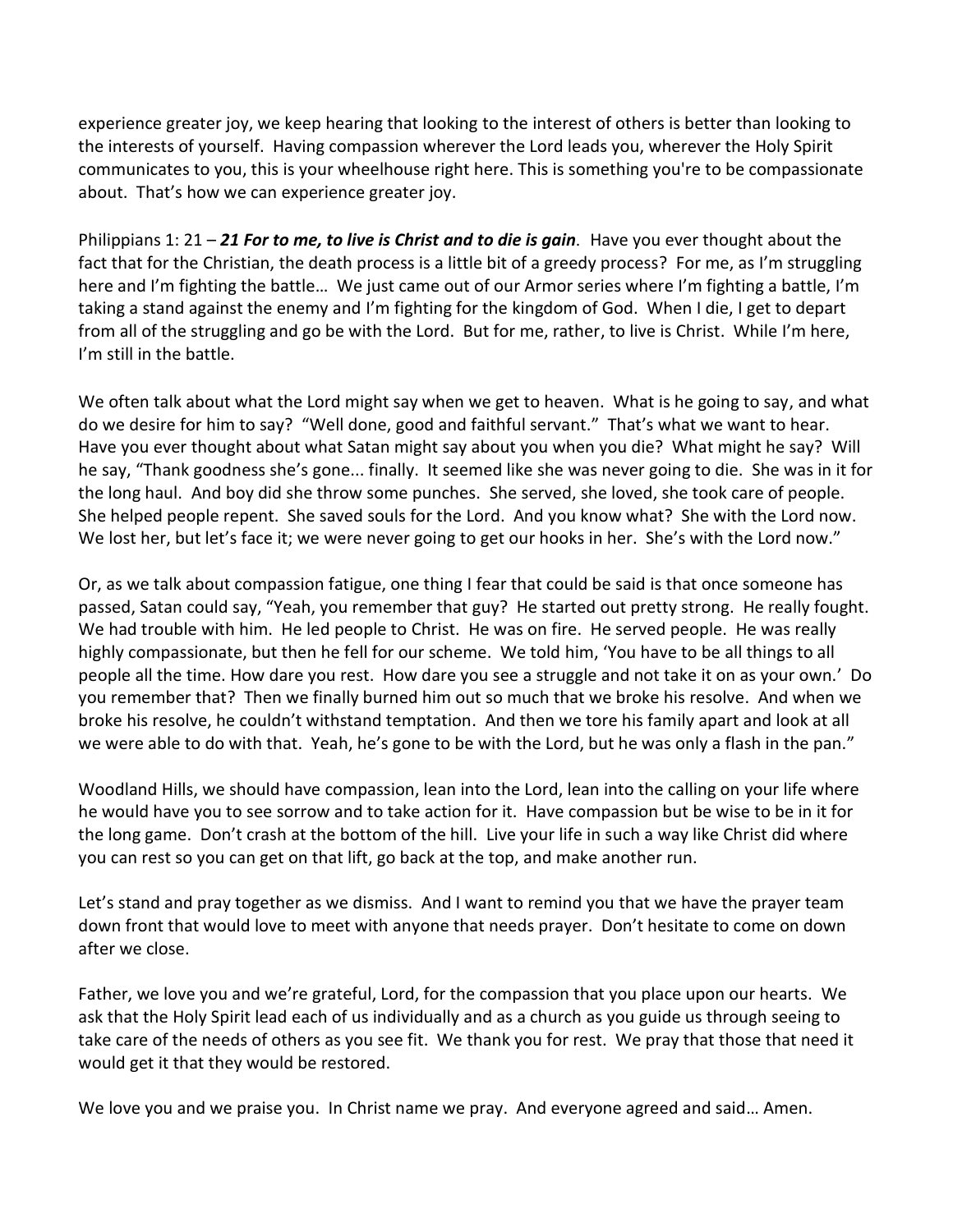experience greater joy, we keep hearing that looking to the interest of others is better than looking to the interests of yourself. Having compassion wherever the Lord leads you, wherever the Holy Spirit communicates to you, this is your wheelhouse right here. This is something you're to be compassionate about. That's how we can experience greater joy.

Philippians 1: 21 – ***21 For to me, to live is Christ and to die is gain***. Have you ever thought about the fact that for the Christian, the death process is a little bit of a greedy process? For me, as I'm struggling here and I'm fighting the battle… We just came out of our Armor series where I'm fighting a battle, I'm taking a stand against the enemy and I'm fighting for the kingdom of God. When I die, I get to depart from all of the struggling and go be with the Lord. But for me, rather, to live is Christ. While I'm here, I'm still in the battle.

We often talk about what the Lord might say when we get to heaven. What is he going to say, and what do we desire for him to say? "Well done, good and faithful servant." That's what we want to hear. Have you ever thought about what Satan might say about you when you die? What might he say? Will he say, "Thank goodness she's gone... finally. It seemed like she was never going to die. She was in it for the long haul. And boy did she throw some punches. She served, she loved, she took care of people. She helped people repent. She saved souls for the Lord. And you know what? She with the Lord now. We lost her, but let's face it; we were never going to get our hooks in her. She's with the Lord now."

Or, as we talk about compassion fatigue, one thing I fear that could be said is that once someone has passed, Satan could say, "Yeah, you remember that guy? He started out pretty strong. He really fought. We had trouble with him. He led people to Christ. He was on fire. He served people. He was really highly compassionate, but then he fell for our scheme. We told him, 'You have to be all things to all people all the time. How dare you rest. How dare you see a struggle and not take it on as your own.' Do you remember that? Then we finally burned him out so much that we broke his resolve. And when we broke his resolve, he couldn't withstand temptation. And then we tore his family apart and look at all we were able to do with that. Yeah, he's gone to be with the Lord, but he was only a flash in the pan."

Woodland Hills, we should have compassion, lean into the Lord, lean into the calling on your life where he would have you to see sorrow and to take action for it. Have compassion but be wise to be in it for the long game. Don't crash at the bottom of the hill. Live your life in such a way like Christ did where you can rest so you can get on that lift, go back at the top, and make another run.

Let's stand and pray together as we dismiss. And I want to remind you that we have the prayer team down front that would love to meet with anyone that needs prayer. Don't hesitate to come on down after we close.

Father, we love you and we're grateful, Lord, for the compassion that you place upon our hearts. We ask that the Holy Spirit lead each of us individually and as a church as you guide us through seeing to take care of the needs of others as you see fit. We thank you for rest. We pray that those that need it would get it that they would be restored.

We love you and we praise you. In Christ name we pray. And everyone agreed and said… Amen.